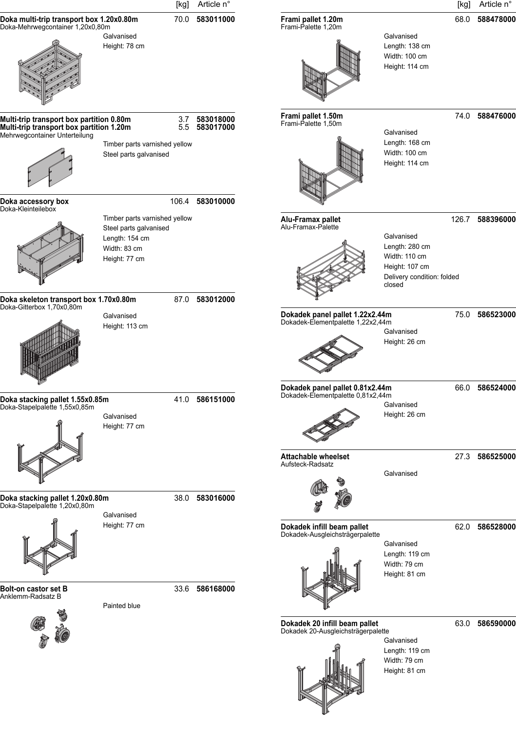| | [kg] | Article n° |
|---|---|---|
| **Doka multi-trip transport box 1.20x0.80m**<br>Doka-Mehrwegcontainer 1,20x0,80m<br>Galvanised<br>Height: 78 cm | 70.0 | **583011000** |
| **Multi-trip transport box partition 0.80m** | 3.7 | **583018000** |
| **Multi-trip transport box partition 1.20m**<br>Mehrwegcontainer Unterteilung<br>Timber parts varnished yellow<br>Steel parts galvanised | 5.5 | **583017000** |
| **Doka accessory box**<br>Doka-Kleinteilebox<br>Timber parts varnished yellow<br>Steel parts galvanised<br>Length: 154 cm<br>Width: 83 cm<br>Height: 77 cm | 106.4 | **583010000** |
| **Doka skeleton transport box 1.70x0.80m**<br>Doka-Gitterbox 1,70x0,80m<br>Galvanised<br>Height: 113 cm | 87.0 | **583012000** |
| **Doka stacking pallet 1.55x0.85m**<br>Doka-Stapelpalette 1,55x0,85m<br>Galvanised<br>Height: 77 cm | 41.0 | **586151000** |
| **Doka stacking pallet 1.20x0.80m**<br>Doka-Stapelpalette 1,20x0,80m<br>Galvanised<br>Height: 77 cm | 38.0 | **583016000** |
| **Bolt-on castor set B**<br>Anklemm-Radsatz B<br>Painted blue | 33.6 | **586168000** |

| | [kg] | Article n° |
|---|---|---|
| **Frami pallet 1.20m**<br>Frami-Palette 1,20m<br>Galvanised<br>Length: 138 cm<br>Width: 100 cm<br>Height: 114 cm | 68.0 | **588478000** |
| **Frami pallet 1.50m**<br>Frami-Palette 1,50m<br>Galvanised<br>Length: 168 cm<br>Width: 100 cm<br>Height: 114 cm | 74.0 | **588476000** |
| **Alu-Framax pallet**<br>Alu-Framax-Palette<br>Galvanised<br>Length: 280 cm<br>Width: 110 cm<br>Height: 107 cm<br>Delivery condition: folded closed | 126.7 | **588396000** |
| **Dokadek panel pallet 1.22x2.44m**<br>Dokadek-Elementpalette 1,22x2,44m<br>Galvanised<br>Height: 26 cm | 75.0 | **586523000** |
| **Dokadek panel pallet 0.81x2.44m**<br>Dokadek-Elementpalette 0,81x2,44m<br>Galvanised<br>Height: 26 cm | 66.0 | **586524000** |
| **Attachable wheelset**<br>Aufsteck-Radsatz<br>Galvanised | 27.3 | **586525000** |
| **Dokadek infill beam pallet**<br>Dokadek-Ausgleichsträgerpalette<br>Galvanised<br>Length: 119 cm<br>Width: 79 cm<br>Height: 81 cm | 62.0 | **586528000** |
| **Dokadek 20 infill beam pallet**<br>Dokadek 20-Ausgleichsträgerpalette<br>Galvanised<br>Length: 119 cm<br>Width: 79 cm<br>Height: 81 cm | 63.0 | **586590000** |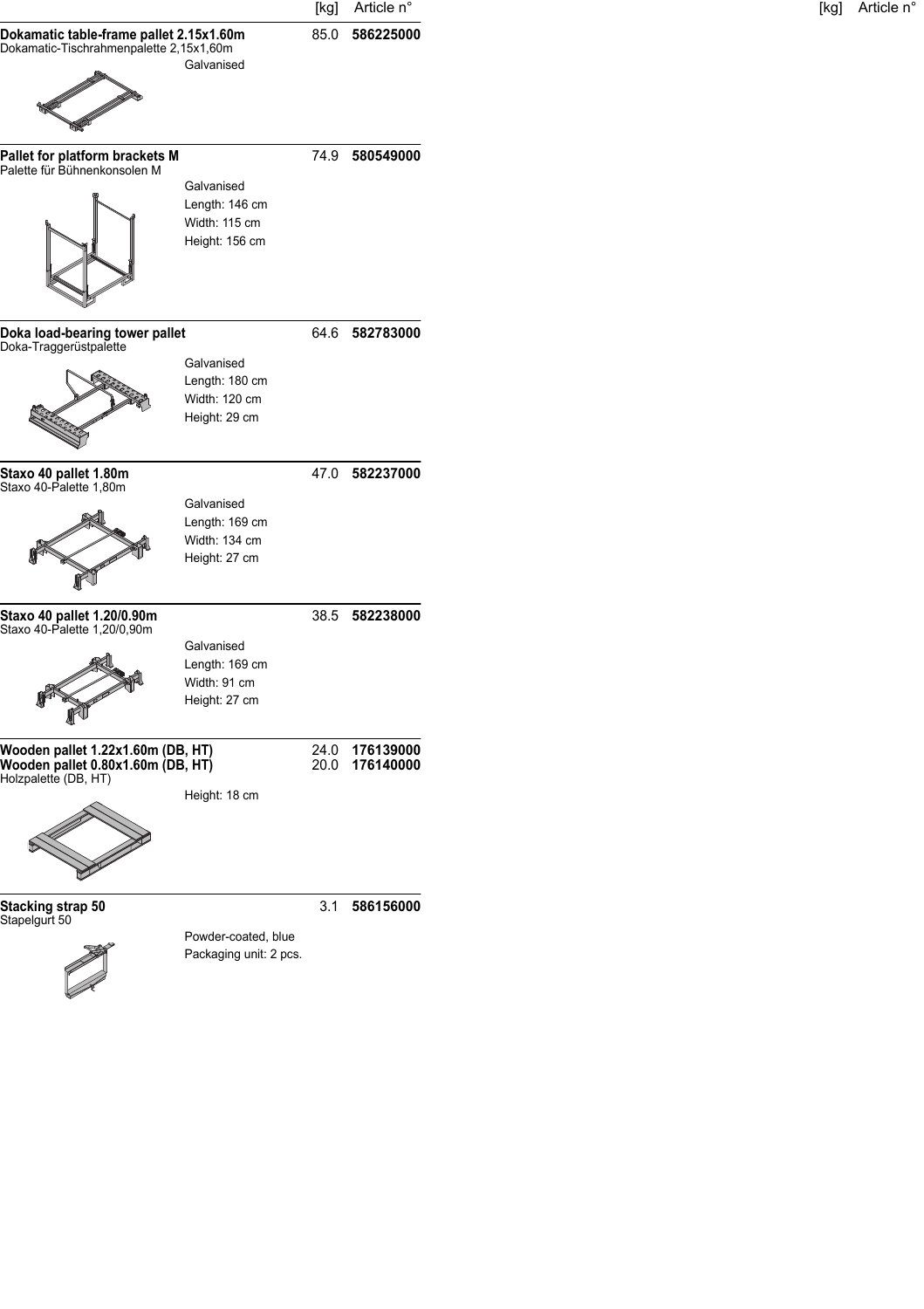| | [kg] | Article n° |
|---|---|---|
| **Dokamatic table-frame pallet 2.15x1.60m**<br>Dokamatic-Tischrahmenpalette 2,15x1,60m<br>Galvanised | 85.0 | **586225000** |
| **Pallet for platform brackets M**<br>Palette für Bühnenkonsolen M<br>Galvanised<br>Length: 146 cm<br>Width: 115 cm<br>Height: 156 cm | 74.9 | **580549000** |
| **Doka load-bearing tower pallet**<br>Doka-Traggerüstpalette<br>Galvanised<br>Length: 180 cm<br>Width: 120 cm<br>Height: 29 cm | 64.6 | **582783000** |
| **Staxo 40 pallet 1.80m**<br>Staxo 40-Palette 1,80m<br>Galvanised<br>Length: 169 cm<br>Width: 134 cm<br>Height: 27 cm | 47.0 | **582237000** |
| **Staxo 40 pallet 1.20/0.90m**<br>Staxo 40-Palette 1,20/0,90m<br>Galvanised<br>Length: 169 cm<br>Width: 91 cm<br>Height: 27 cm | 38.5 | **582238000** |
| **Wooden pallet 1.22x1.60m (DB, HT)** | 24.0 | **176139000** |
| **Wooden pallet 0.80x1.60m (DB, HT)**<br>Holzpalette (DB, HT)<br>Height: 18 cm | 20.0 | **176140000** |
| **Stacking strap 50**<br>Stapelgurt 50<br>Powder-coated, blue<br>Packaging unit: 2 pcs. | 3.1 | **586156000** |